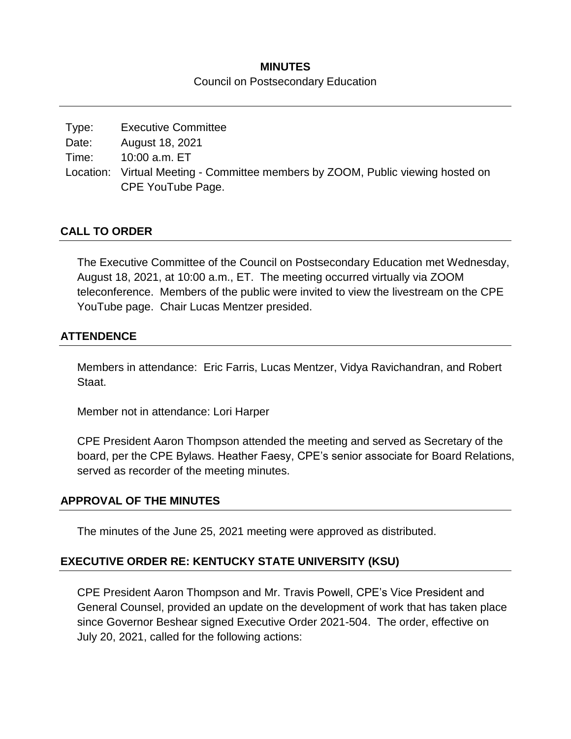# MINUTES

Council on Postsecondary Education

---

Type: Executive Committee
Date: August 18, 2021
Time: 10:00 a.m. ET
Location: Virtual Meeting - Committee members by ZOOM, Public viewing hosted on CPE YouTube Page.

## CALL TO ORDER

The Executive Committee of the Council on Postsecondary Education met Wednesday, August 18, 2021, at 10:00 a.m., ET. The meeting occurred virtually via ZOOM teleconference. Members of the public were invited to view the livestream on the CPE YouTube page. Chair Lucas Mentzer presided.

## ATTENDENCE

Members in attendance: Eric Farris, Lucas Mentzer, Vidya Ravichandran, and Robert Staat.

Member not in attendance: Lori Harper

CPE President Aaron Thompson attended the meeting and served as Secretary of the board, per the CPE Bylaws. Heather Faesy, CPE's senior associate for Board Relations, served as recorder of the meeting minutes.

## APPROVAL OF THE MINUTES

The minutes of the June 25, 2021 meeting were approved as distributed.

## EXECUTIVE ORDER RE: KENTUCKY STATE UNIVERSITY (KSU)

CPE President Aaron Thompson and Mr. Travis Powell, CPE's Vice President and General Counsel, provided an update on the development of work that has taken place since Governor Beshear signed Executive Order 2021-504. The order, effective on July 20, 2021, called for the following actions: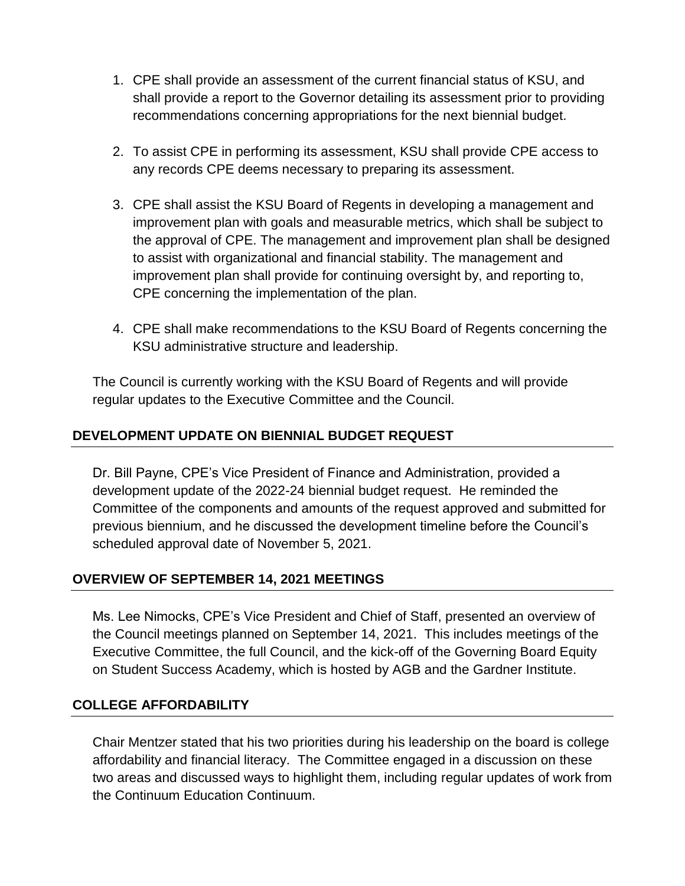1. CPE shall provide an assessment of the current financial status of KSU, and shall provide a report to the Governor detailing its assessment prior to providing recommendations concerning appropriations for the next biennial budget.

2. To assist CPE in performing its assessment, KSU shall provide CPE access to any records CPE deems necessary to preparing its assessment.

3. CPE shall assist the KSU Board of Regents in developing a management and improvement plan with goals and measurable metrics, which shall be subject to the approval of CPE. The management and improvement plan shall be designed to assist with organizational and financial stability. The management and improvement plan shall provide for continuing oversight by, and reporting to, CPE concerning the implementation of the plan.

4. CPE shall make recommendations to the KSU Board of Regents concerning the KSU administrative structure and leadership.

The Council is currently working with the KSU Board of Regents and will provide regular updates to the Executive Committee and the Council.

## DEVELOPMENT UPDATE ON BIENNIAL BUDGET REQUEST

Dr. Bill Payne, CPE's Vice President of Finance and Administration, provided a development update of the 2022-24 biennial budget request. He reminded the Committee of the components and amounts of the request approved and submitted for previous biennium, and he discussed the development timeline before the Council's scheduled approval date of November 5, 2021.

## OVERVIEW OF SEPTEMBER 14, 2021 MEETINGS

Ms. Lee Nimocks, CPE's Vice President and Chief of Staff, presented an overview of the Council meetings planned on September 14, 2021. This includes meetings of the Executive Committee, the full Council, and the kick-off of the Governing Board Equity on Student Success Academy, which is hosted by AGB and the Gardner Institute.

## COLLEGE AFFORDABILITY

Chair Mentzer stated that his two priorities during his leadership on the board is college affordability and financial literacy. The Committee engaged in a discussion on these two areas and discussed ways to highlight them, including regular updates of work from the Continuum Education Continuum.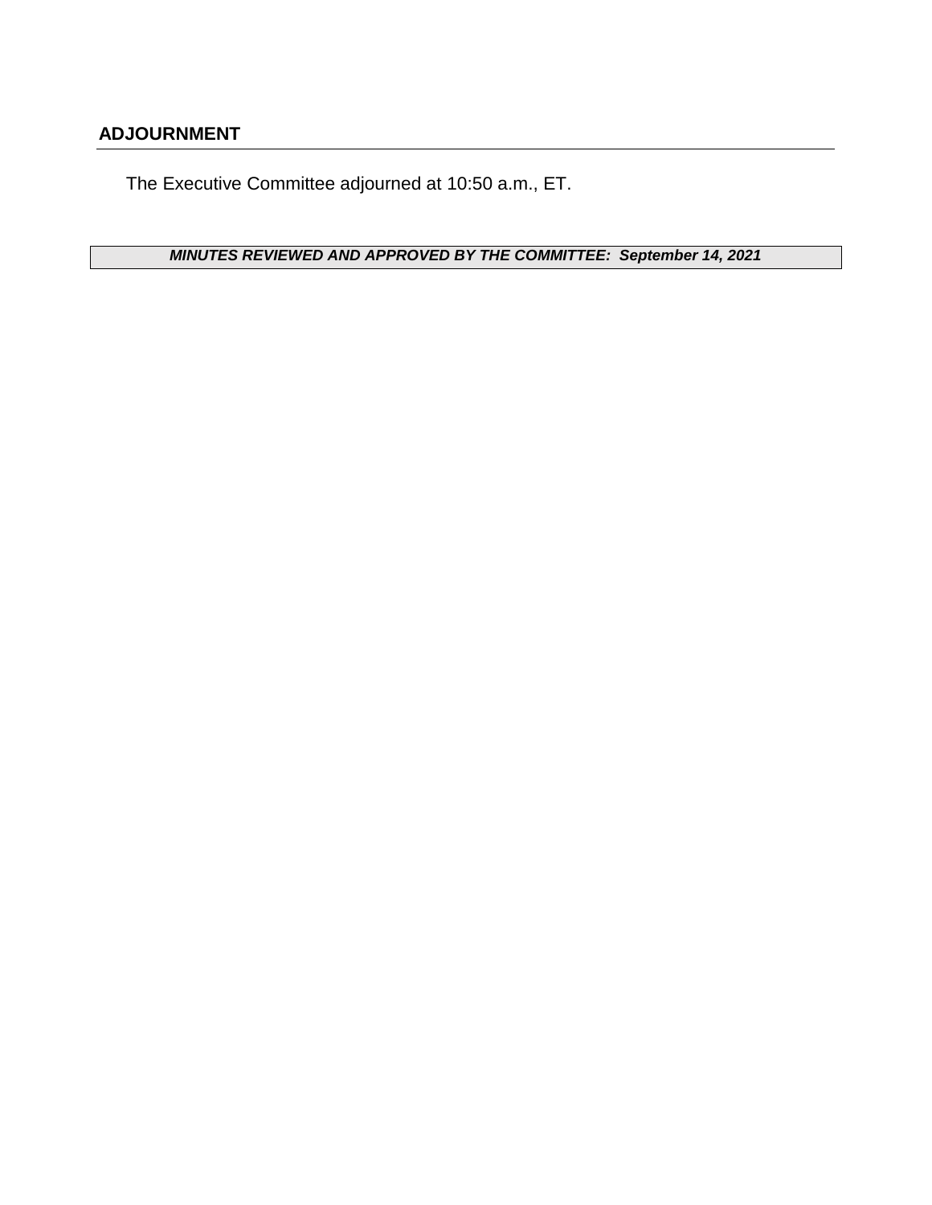## ADJOURNMENT

The Executive Committee adjourned at 10:50 a.m., ET.

***MINUTES REVIEWED AND APPROVED BY THE COMMITTEE: September 14, 2021***